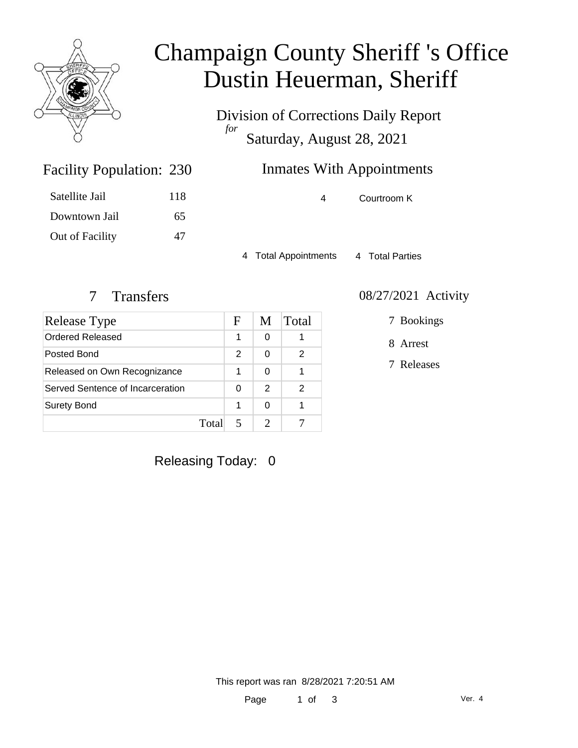# Champaign County Sheriff 's Office
# Dustin Heuerman, Sheriff

Division of Corrections Daily Report
*for*
Saturday, August 28, 2021

## Facility Population: 230

| | |
|---|---|
| Satellite Jail | 118 |
| Downtown Jail | 65 |
| Out of Facility | 47 |

## Inmates With Appointments

| | |
|---|---|
| 4 | Courtroom K |

4 Total Appointments 4 Total Parties

## 7 Transfers

| Release Type | F | M | Total |
|---|---|---|---|
| Ordered Released | 1 | 0 | 1 |
| Posted Bond | 2 | 0 | 2 |
| Released on Own Recognizance | 1 | 0 | 1 |
| Served Sentence of Incarceration | 0 | 2 | 2 |
| Surety Bond | 1 | 0 | 1 |
| Total | 5 | 2 | 7 |

## 08/27/2021 Activity

- 7 Bookings
- 8 Arrest
- 7 Releases

Releasing Today: 0

This report was ran 8/28/2021 7:20:51 AM

Ver. 4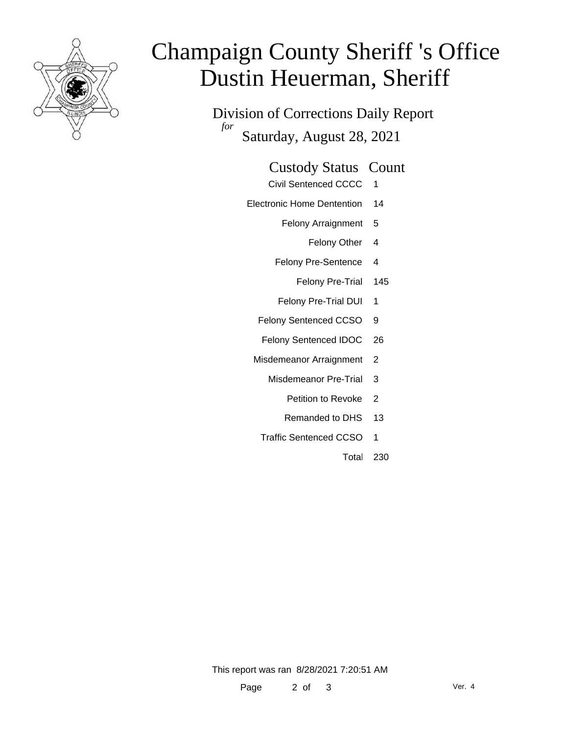# Champaign County Sheriff 's Office
# Dustin Heuerman, Sheriff

## Division of Corrections Daily Report

*for*

## Saturday, August 28, 2021

| Custody Status | Count |
|---|---|
| Civil Sentenced CCCC | 1 |
| Electronic Home Dentention | 14 |
| Felony Arraignment | 5 |
| Felony Other | 4 |
| Felony Pre-Sentence | 4 |
| Felony Pre-Trial | 145 |
| Felony Pre-Trial DUI | 1 |
| Felony Sentenced CCSO | 9 |
| Felony Sentenced IDOC | 26 |
| Misdemeanor Arraignment | 2 |
| Misdemeanor Pre-Trial | 3 |
| Petition to Revoke | 2 |
| Remanded to DHS | 13 |
| Traffic Sentenced CCSO | 1 |
| Total | 230 |

This report was ran 8/28/2021 7:20:51 AM

Ver. 4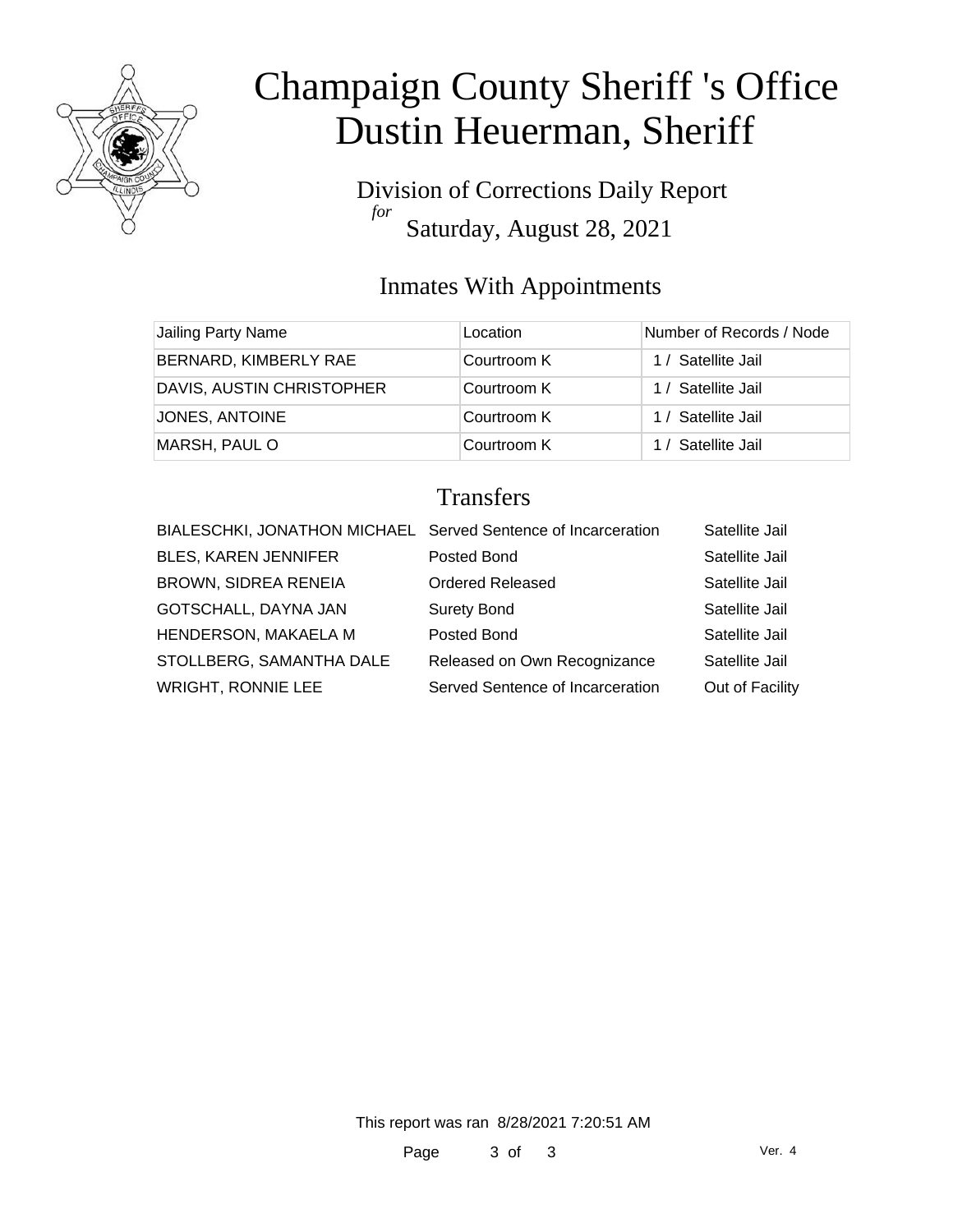# Champaign County Sheriff 's Office
# Dustin Heuerman, Sheriff

Division of Corrections Daily Report
*for*
Saturday, August 28, 2021

## Inmates With Appointments

| Jailing Party Name | Location | Number of Records / Node |
| --- | --- | --- |
| BERNARD, KIMBERLY RAE | Courtroom K | 1 / Satellite Jail |
| DAVIS, AUSTIN CHRISTOPHER | Courtroom K | 1 / Satellite Jail |
| JONES, ANTOINE | Courtroom K | 1 / Satellite Jail |
| MARSH, PAUL O | Courtroom K | 1 / Satellite Jail |

## Transfers

| | | |
| --- | --- | --- |
| BIALESCHKI, JONATHON MICHAEL | Served Sentence of Incarceration | Satellite Jail |
| BLES, KAREN JENNIFER | Posted Bond | Satellite Jail |
| BROWN, SIDREA RENEIA | Ordered Released | Satellite Jail |
| GOTSCHALL, DAYNA JAN | Surety Bond | Satellite Jail |
| HENDERSON, MAKAELA M | Posted Bond | Satellite Jail |
| STOLLBERG, SAMANTHA DALE | Released on Own Recognizance | Satellite Jail |
| WRIGHT, RONNIE LEE | Served Sentence of Incarceration | Out of Facility |

This report was ran 8/28/2021 7:20:51 AM

Ver. 4